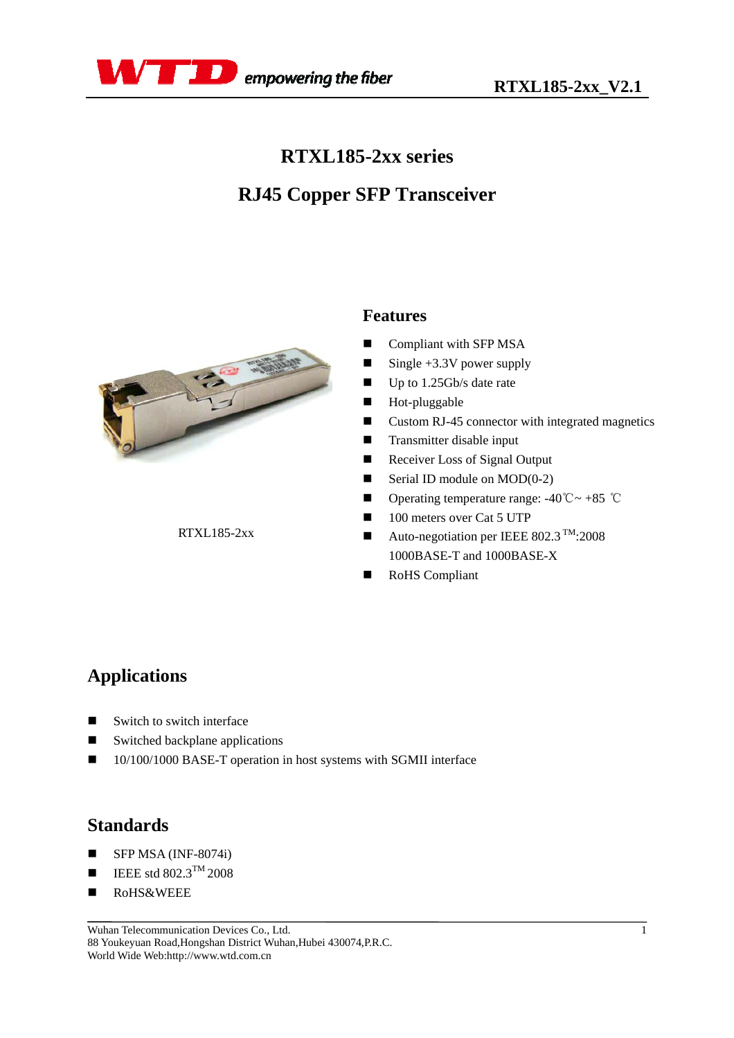# RTXL185-2xx series

# RJ45 Copper SFP Transceiver

RTXL185-2xx

## Features

- Compliant with SFP MSA
- Single +3.3V power supply
- Up to 1.25Gb/s date rate
- Hot-pluggable
- Custom RJ-45 connector with integrated magnetics
- Transmitter disable input
- Receiver Loss of Signal Output
- Serial ID module on MOD(0-2)
- Operating temperature range: -40℃~ +85 ℃
- 100 meters over Cat 5 UTP
- Auto-negotiation per IEEE 802.3 TM:2008 1000BASE-T and 1000BASE-X
- RoHS Compliant

## Applications

- Switch to switch interface
- Switched backplane applications
- 10/100/1000 BASE-T operation in host systems with SGMII interface

## Standards

- SFP MSA (INF-8074i)
- IEEE std 802.3TM 2008
- RoHS&WEEE

Wuhan Telecommunication Devices Co., Ltd.
88 Youkeyuan Road,Hongshan District Wuhan,Hubei 430074,P.R.C.
World Wide Web:http://www.wtd.com.cn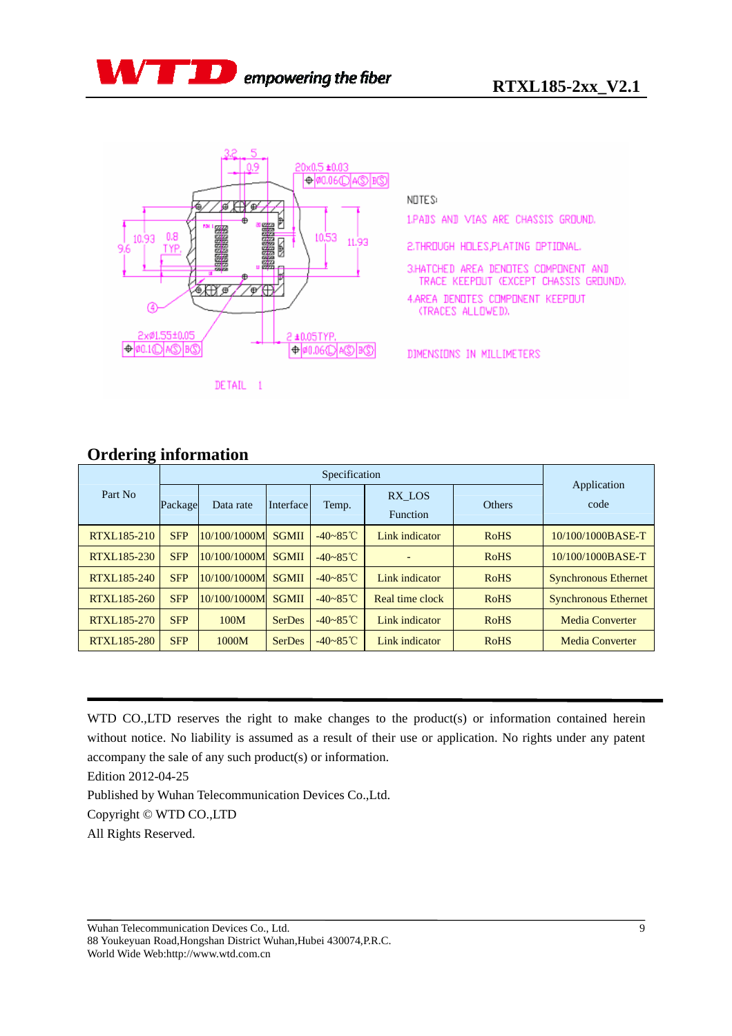NOTES:

1.PADS AND VIAS ARE CHASSIS GROUND.

2.THROUGH HOLES,PLATING OPTIONAL.

3.HATCHED AREA DENOTES COMPONENT AND TRACE KEEPOUT (EXCEPT CHASSIS GROUND).

4.AREA DENOTES COMPONENT KEEPOUT (TRACES ALLOWED).

DIMENSIONS IN MILLIMETERS

DETAIL 1

## Ordering information

| Part No | Specification | | | | | | Application code |
|---|---|---|---|---|---|---|---|
| | Package | Data rate | Interface | Temp. | RX_LOS Function | Others | |
| RTXL185-210 | SFP | 10/100/1000M | SGMII | -40~85℃ | Link indicator | RoHS | 10/100/1000BASE-T |
| RTXL185-230 | SFP | 10/100/1000M | SGMII | -40~85℃ | - | RoHS | 10/100/1000BASE-T |
| RTXL185-240 | SFP | 10/100/1000M | SGMII | -40~85℃ | Link indicator | RoHS | Synchronous Ethernet |
| RTXL185-260 | SFP | 10/100/1000M | SGMII | -40~85℃ | Real time clock | RoHS | Synchronous Ethernet |
| RTXL185-270 | SFP | 100M | SerDes | -40~85℃ | Link indicator | RoHS | Media Converter |
| RTXL185-280 | SFP | 1000M | SerDes | -40~85℃ | Link indicator | RoHS | Media Converter |

WTD CO.,LTD reserves the right to make changes to the product(s) or information contained herein without notice. No liability is assumed as a result of their use or application. No rights under any patent accompany the sale of any such product(s) or information.

Edition 2012-04-25

Published by Wuhan Telecommunication Devices Co.,Ltd.

Copyright © WTD CO.,LTD

All Rights Reserved.